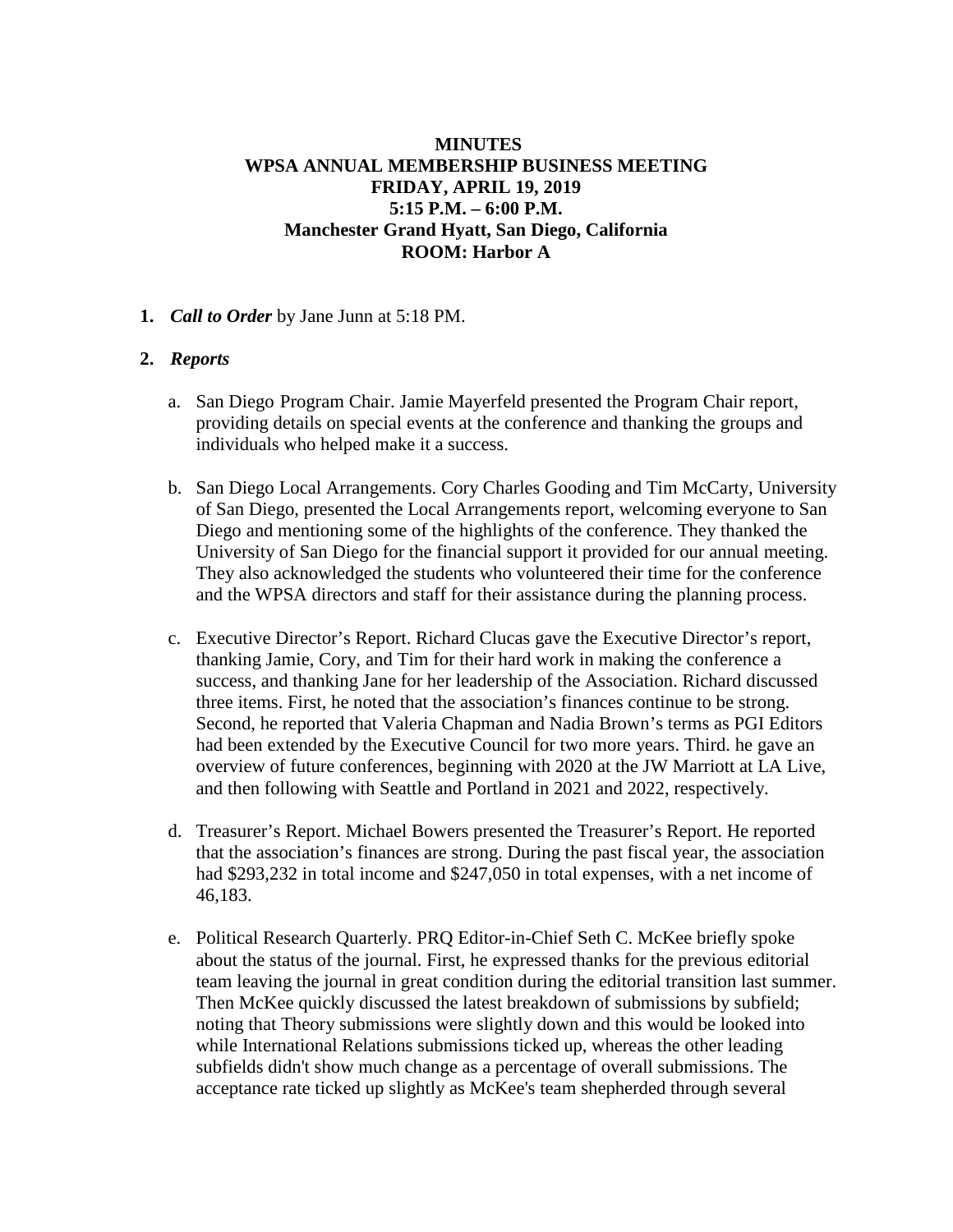**MINUTES**
**WPSA ANNUAL MEMBERSHIP BUSINESS MEETING**
**FRIDAY, APRIL 19, 2019**
**5:15 P.M. – 6:00 P.M.**
**Manchester Grand Hyatt, San Diego, California**
**ROOM: Harbor A**

1. ***Call to Order*** by Jane Junn at 5:18 PM.

2. ***Reports***

   a. San Diego Program Chair. Jamie Mayerfeld presented the Program Chair report, providing details on special events at the conference and thanking the groups and individuals who helped make it a success.

   b. San Diego Local Arrangements. Cory Charles Gooding and Tim McCarty, University of San Diego, presented the Local Arrangements report, welcoming everyone to San Diego and mentioning some of the highlights of the conference. They thanked the University of San Diego for the financial support it provided for our annual meeting. They also acknowledged the students who volunteered their time for the conference and the WPSA directors and staff for their assistance during the planning process.

   c. Executive Director's Report. Richard Clucas gave the Executive Director's report, thanking Jamie, Cory, and Tim for their hard work in making the conference a success, and thanking Jane for her leadership of the Association. Richard discussed three items. First, he noted that the association's finances continue to be strong. Second, he reported that Valeria Chapman and Nadia Brown's terms as PGI Editors had been extended by the Executive Council for two more years. Third. he gave an overview of future conferences, beginning with 2020 at the JW Marriott at LA Live, and then following with Seattle and Portland in 2021 and 2022, respectively.

   d. Treasurer's Report. Michael Bowers presented the Treasurer's Report. He reported that the association's finances are strong. During the past fiscal year, the association had $293,232 in total income and $247,050 in total expenses, with a net income of 46,183.

   e. Political Research Quarterly. PRQ Editor-in-Chief Seth C. McKee briefly spoke about the status of the journal. First, he expressed thanks for the previous editorial team leaving the journal in great condition during the editorial transition last summer. Then McKee quickly discussed the latest breakdown of submissions by subfield; noting that Theory submissions were slightly down and this would be looked into while International Relations submissions ticked up, whereas the other leading subfields didn't show much change as a percentage of overall submissions. The acceptance rate ticked up slightly as McKee's team shepherded through several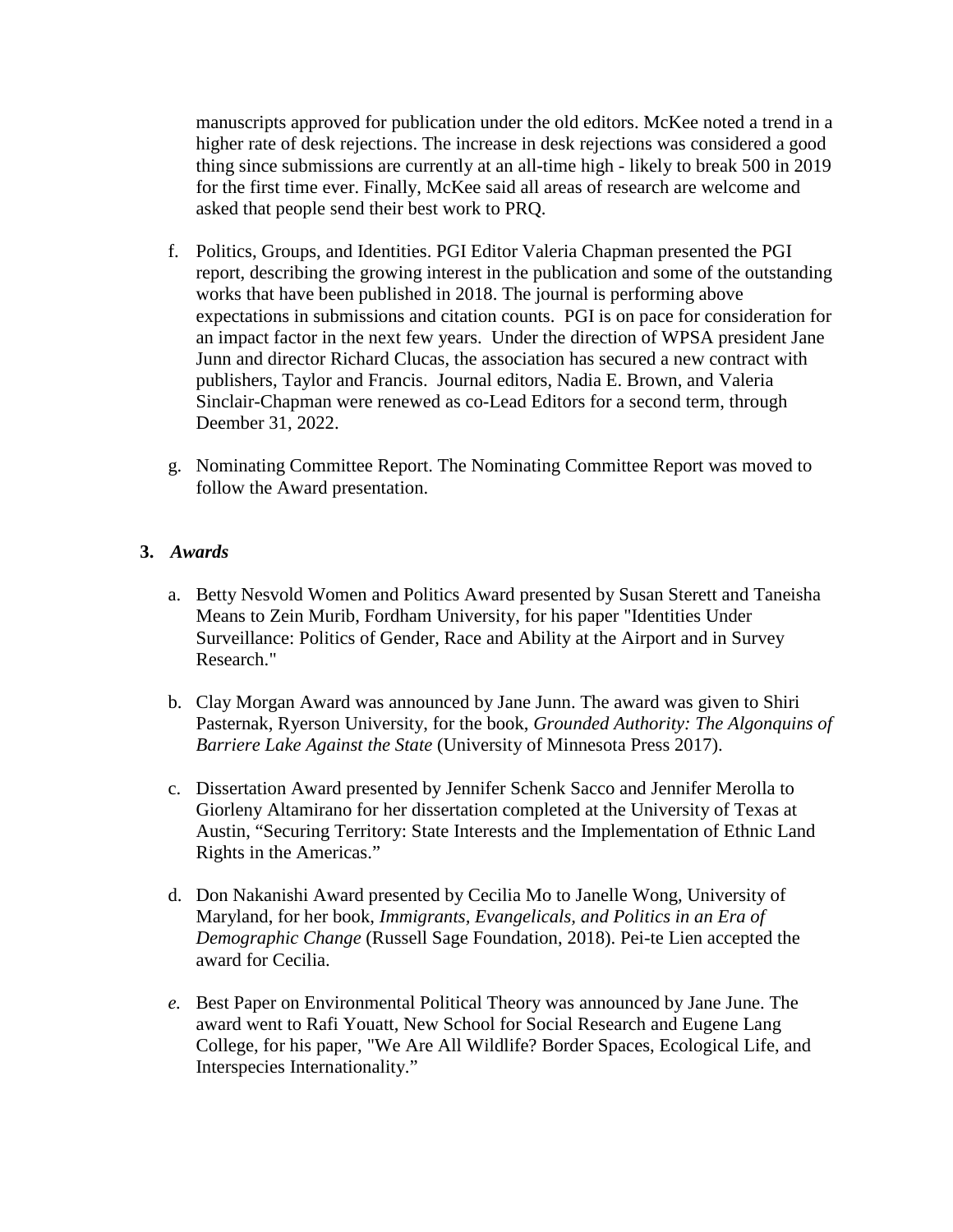manuscripts approved for publication under the old editors. McKee noted a trend in a higher rate of desk rejections. The increase in desk rejections was considered a good thing since submissions are currently at an all-time high - likely to break 500 in 2019 for the first time ever. Finally, McKee said all areas of research are welcome and asked that people send their best work to PRQ.

f. Politics, Groups, and Identities. PGI Editor Valeria Chapman presented the PGI report, describing the growing interest in the publication and some of the outstanding works that have been published in 2018. The journal is performing above expectations in submissions and citation counts. PGI is on pace for consideration for an impact factor in the next few years. Under the direction of WPSA president Jane Junn and director Richard Clucas, the association has secured a new contract with publishers, Taylor and Francis. Journal editors, Nadia E. Brown, and Valeria Sinclair-Chapman were renewed as co-Lead Editors for a second term, through Deember 31, 2022.

g. Nominating Committee Report. The Nominating Committee Report was moved to follow the Award presentation.

**3.** ***Awards***

a. Betty Nesvold Women and Politics Award presented by Susan Sterett and Taneisha Means to Zein Murib, Fordham University, for his paper "Identities Under Surveillance: Politics of Gender, Race and Ability at the Airport and in Survey Research."

b. Clay Morgan Award was announced by Jane Junn. The award was given to Shiri Pasternak, Ryerson University, for the book, *Grounded Authority: The Algonquins of Barriere Lake Against the State* (University of Minnesota Press 2017).

c. Dissertation Award presented by Jennifer Schenk Sacco and Jennifer Merolla to Giorleny Altamirano for her dissertation completed at the University of Texas at Austin, “Securing Territory: State Interests and the Implementation of Ethnic Land Rights in the Americas.”

d. Don Nakanishi Award presented by Cecilia Mo to Janelle Wong, University of Maryland, for her book, *Immigrants, Evangelicals, and Politics in an Era of Demographic Change* (Russell Sage Foundation, 2018). Pei-te Lien accepted the award for Cecilia.

*e.* Best Paper on Environmental Political Theory was announced by Jane June. The award went to Rafi Youatt, New School for Social Research and Eugene Lang College, for his paper, "We Are All Wildlife? Border Spaces, Ecological Life, and Interspecies Internationality.”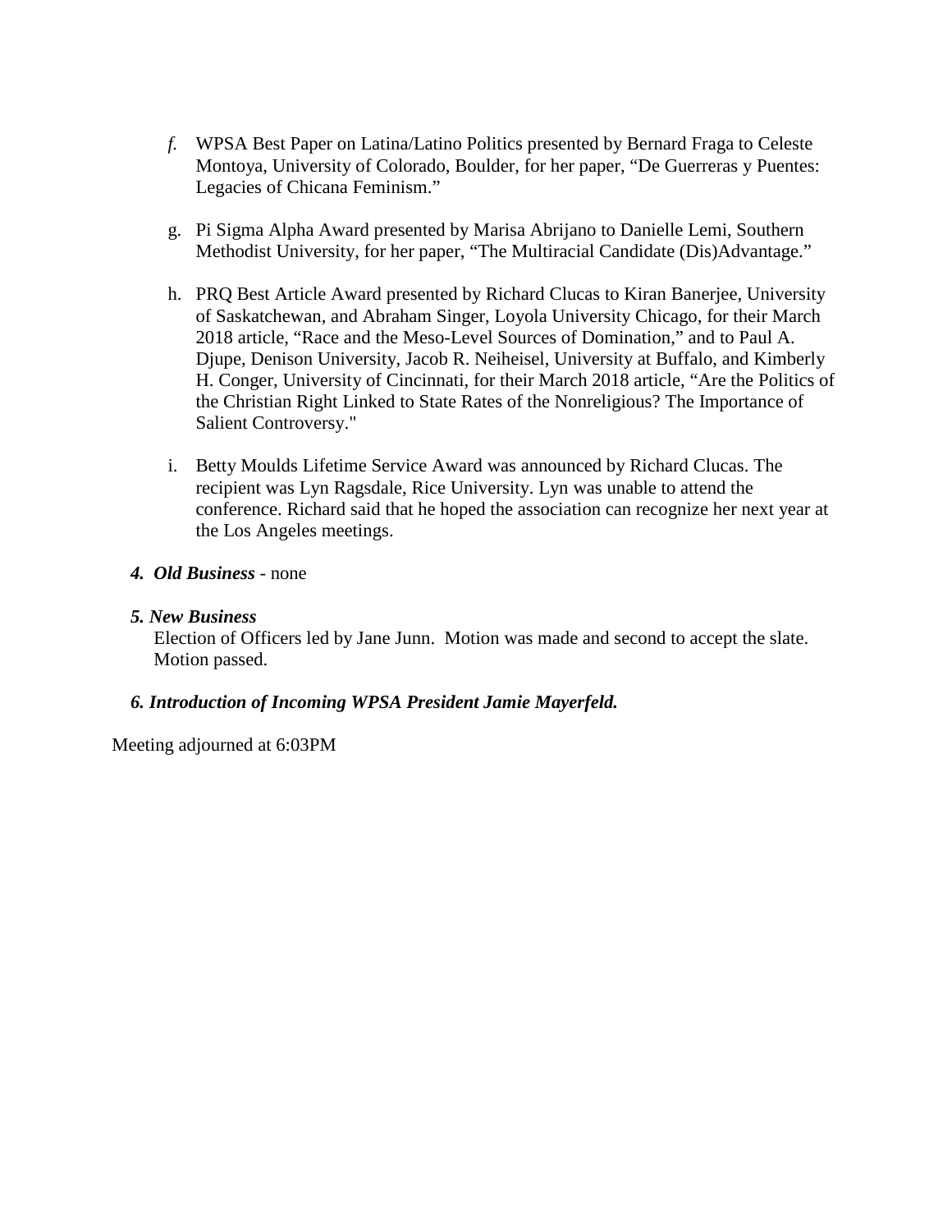*f.* WPSA Best Paper on Latina/Latino Politics presented by Bernard Fraga to Celeste Montoya, University of Colorado, Boulder, for her paper, “De Guerreras y Puentes: Legacies of Chicana Feminism.”

g. Pi Sigma Alpha Award presented by Marisa Abrijano to Danielle Lemi, Southern Methodist University, for her paper, “The Multiracial Candidate (Dis)Advantage.”

h. PRQ Best Article Award presented by Richard Clucas to Kiran Banerjee, University of Saskatchewan, and Abraham Singer, Loyola University Chicago, for their March 2018 article, “Race and the Meso-Level Sources of Domination,” and to Paul A. Djupe, Denison University, Jacob R. Neiheisel, University at Buffalo, and Kimberly H. Conger, University of Cincinnati, for their March 2018 article, “Are the Politics of the Christian Right Linked to State Rates of the Nonreligious? The Importance of Salient Controversy."

i. Betty Moulds Lifetime Service Award was announced by Richard Clucas. The recipient was Lyn Ragsdale, Rice University. Lyn was unable to attend the conference. Richard said that he hoped the association can recognize her next year at the Los Angeles meetings.

***4. Old Business*** - none

***5. New Business***

Election of Officers led by Jane Junn. Motion was made and second to accept the slate. Motion passed.

***6. Introduction of Incoming WPSA President Jamie Mayerfeld.***

Meeting adjourned at 6:03PM